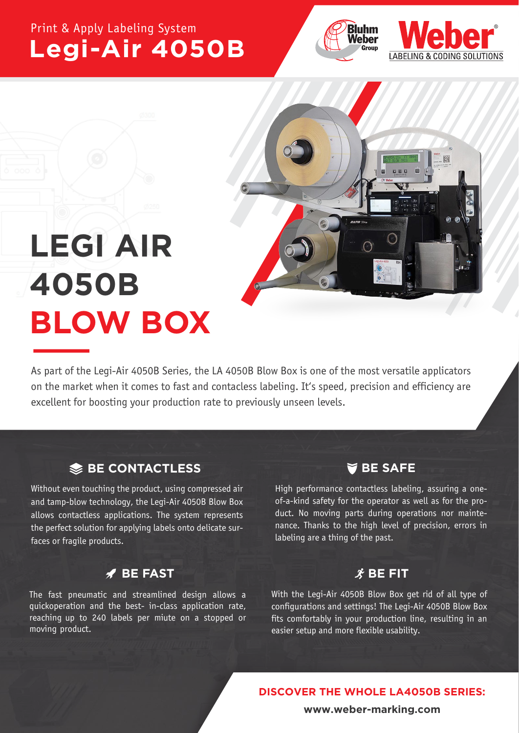Print & Apply Labeling System

# Legi-Air 4050B

# LEGI AIR 4050B BLOW BOX

As part of the Legi-Air 4050B Series, the LA 4050B Blow Box is one of the most versatile applicators on the market when it comes to fast and contacless labeling. It's speed, precision and efficiency are excellent for boosting your production rate to previously unseen levels.

## BE CONTACTLESS

Without even touching the product, using compressed air and tamp-blow technology, the Legi-Air 4050B Blow Box allows contactless applications. The system represents the perfect solution for applying labels onto delicate surfaces or fragile products.

## BE SAFE

High performance contactless labeling, assuring a one-of-a-kind safety for the operator as well as for the product. No moving parts during operations nor maintenance. Thanks to the high level of precision, errors in labeling are a thing of the past.

## BE FAST

The fast pneumatic and streamlined design allows a quickoperation and the best- in-class application rate, reaching up to 240 labels per miute on a stopped or moving product.

## BE FIT

With the Legi-Air 4050B Blow Box get rid of all type of configurations and settings! The Legi-Air 4050B Blow Box fits comfortably in your production line, resulting in an easier setup and more flexible usability.

**DISCOVER THE WHOLE LA4050B SERIES:**

**www.weber-marking.com**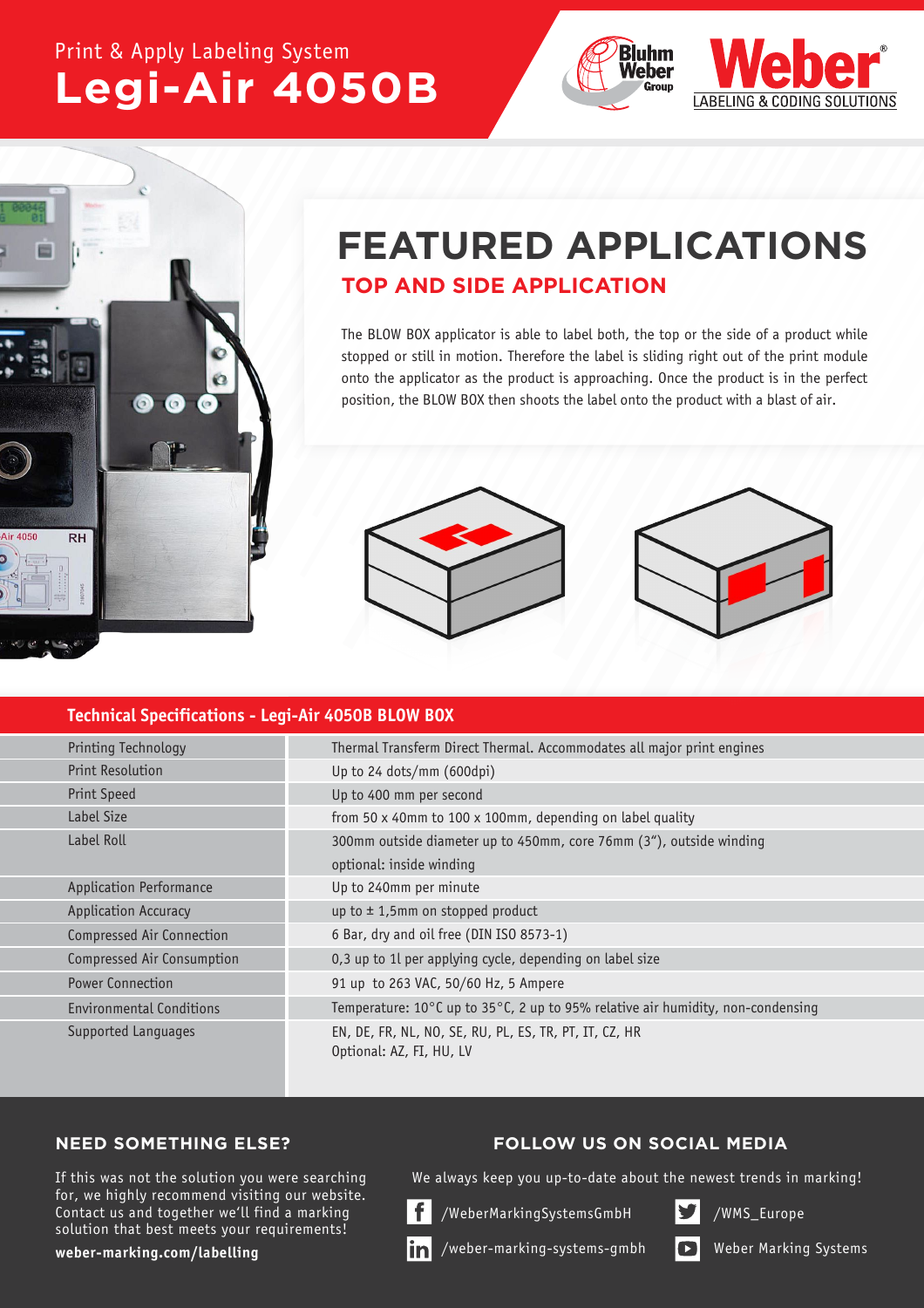Print & Apply Labeling System

# Legi-Air 4050B

# FEATURED APPLICATIONS

## TOP AND SIDE APPLICATION

The BLOW BOX applicator is able to label both, the top or the side of a product while stopped or still in motion. Therefore the label is sliding right out of the print module onto the applicator as the product is approaching. Once the product is in the perfect position, the BLOW BOX then shoots the label onto the product with a blast of air.

## Technical Specifications - Legi-Air 4050B BLOW BOX

| | |
|---|---|
| Printing Technology | Thermal Transferm Direct Thermal. Accommodates all major print engines |
| Print Resolution | Up to 24 dots/mm (600dpi) |
| Print Speed | Up to 400 mm per second |
| Label Size | from 50 x 40mm to 100 x 100mm, depending on label quality |
| Label Roll | 300mm outside diameter up to 450mm, core 76mm (3"), outside winding<br>optional: inside winding |
| Application Performance | Up to 240mm per minute |
| Application Accuracy | up to ± 1,5mm on stopped product |
| Compressed Air Connection | 6 Bar, dry and oil free (DIN ISO 8573-1) |
| Compressed Air Consumption | 0,3 up to 1l per applying cycle, depending on label size |
| Power Connection | 91 up to 263 VAC, 50/60 Hz, 5 Ampere |
| Environmental Conditions | Temperature: 10°C up to 35°C, 2 up to 95% relative air humidity, non-condensing |
| Supported Languages | EN, DE, FR, NL, NO, SE, RU, PL, ES, TR, PT, IT, CZ, HR<br>Optional: AZ, FI, HU, LV |

### NEED SOMETHING ELSE?

If this was not the solution you were searching for, we highly recommend visiting our website. Contact us and together we'll find a marking solution that best meets your requirements!

**weber-marking.com/labelling**

### FOLLOW US ON SOCIAL MEDIA

We always keep you up-to-date about the newest trends in marking!

/WeberMarkingSystemsGmbH

/WMS_Europe

/weber-marking-systems-gmbh

Weber Marking Systems